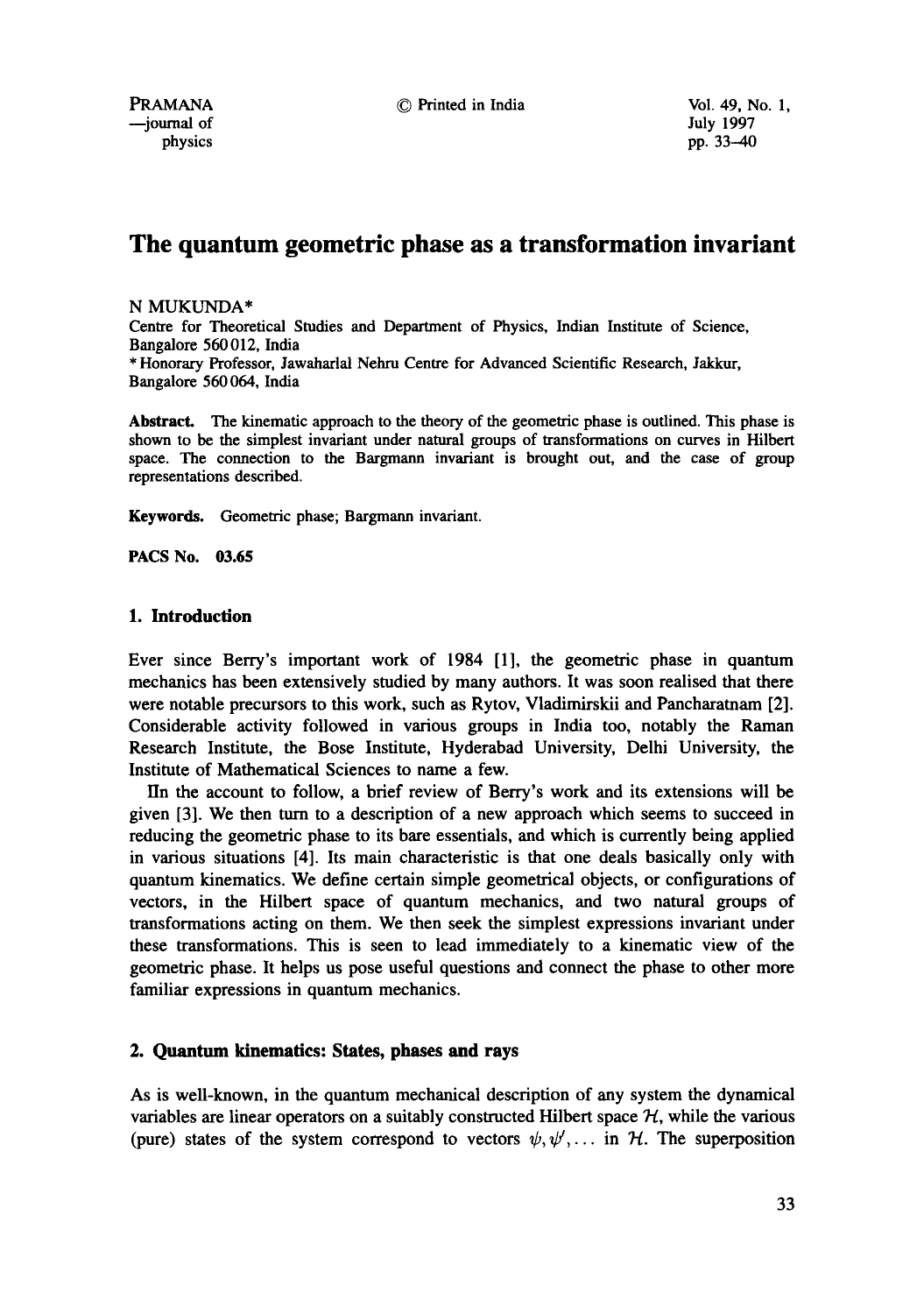# The quantum geometric phase as a transformation invariant

N MUKUNDA*

Centre for Theoretical Studies and Department of Physics, Indian Institute of Science, Bangalore 560 012, India

* Honorary Professor, Jawaharlal Nehru Centre for Advanced Scientific Research, Jakkur, Bangalore 560 064, India

**Abstract.** The kinematic approach to the theory of the geometric phase is outlined. This phase is shown to be the simplest invariant under natural groups of transformations on curves in Hilbert space. The connection to the Bargmann invariant is brought out, and the case of group representations described.

**Keywords.** Geometric phase; Bargmann invariant.

**PACS No. 03.65**

## 1. Introduction

Ever since Berry's important work of 1984 [1], the geometric phase in quantum mechanics has been extensively studied by many authors. It was soon realised that there were notable precursors to this work, such as Rytov, Vladimirskii and Pancharatnam [2]. Considerable activity followed in various groups in India too, notably the Raman Research Institute, the Bose Institute, Hyderabad University, Delhi University, the Institute of Mathematical Sciences to name a few.

IIn the account to follow, a brief review of Berry's work and its extensions will be given [3]. We then turn to a description of a new approach which seems to succeed in reducing the geometric phase to its bare essentials, and which is currently being applied in various situations [4]. Its main characteristic is that one deals basically only with quantum kinematics. We define certain simple geometrical objects, or configurations of vectors, in the Hilbert space of quantum mechanics, and two natural groups of transformations acting on them. We then seek the simplest expressions invariant under these transformations. This is seen to lead immediately to a kinematic view of the geometric phase. It helps us pose useful questions and connect the phase to other more familiar expressions in quantum mechanics.

## 2. Quantum kinematics: States, phases and rays

As is well-known, in the quantum mechanical description of any system the dynamical variables are linear operators on a suitably constructed Hilbert space $\mathcal{H}$, while the various (pure) states of the system correspond to vectors $\psi, \psi', \ldots$ in $\mathcal{H}$. The superposition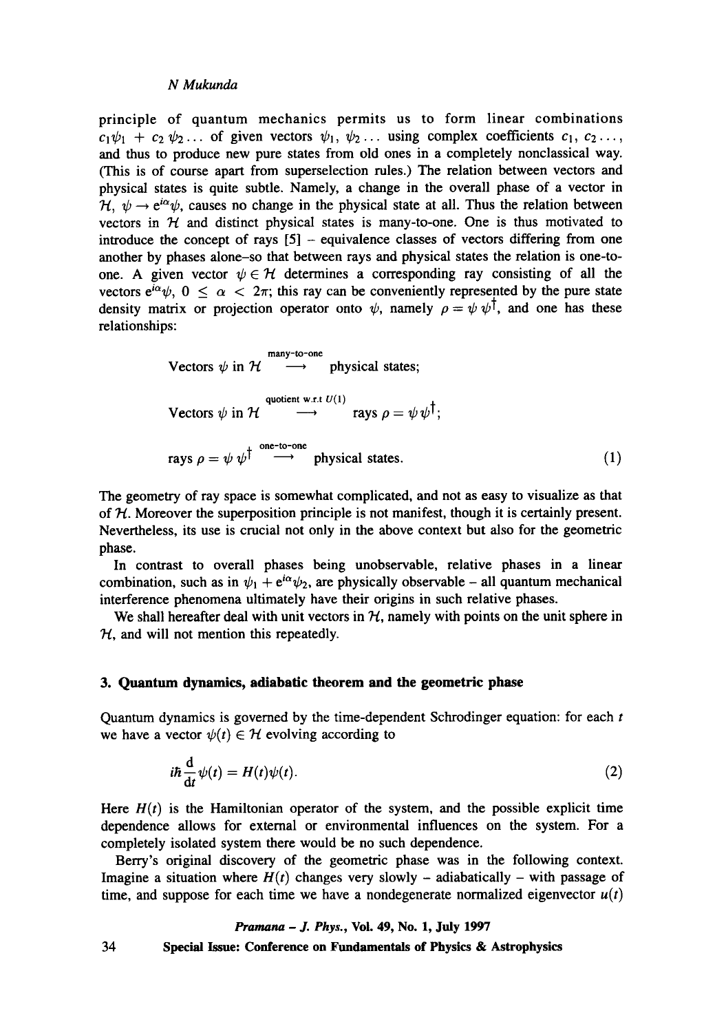principle of quantum mechanics permits us to form linear combinations $c_1\psi_1 + c_2\psi_2 \ldots$ of given vectors $\psi_1, \psi_2 \ldots$ using complex coefficients $c_1, c_2 \ldots$, and thus to produce new pure states from old ones in a completely nonclassical way. (This is of course apart from superselection rules.) The relation between vectors and physical states is quite subtle. Namely, a change in the overall phase of a vector in $\mathcal{H}$, $\psi \rightarrow e^{i\alpha}\psi$, causes no change in the physical state at all. Thus the relation between vectors in $\mathcal{H}$ and distinct physical states is many-to-one. One is thus motivated to introduce the concept of rays [5] – equivalence classes of vectors differing from one another by phases alone–so that between rays and physical states the relation is one-to-one. A given vector $\psi \in \mathcal{H}$ determines a corresponding ray consisting of all the vectors $e^{i\alpha}\psi$, $0 \leq \alpha < 2\pi$; this ray can be conveniently represented by the pure state density matrix or projection operator onto $\psi$, namely $\rho = \psi\psi^\dagger$, and one has these relationships:

$$
\begin{aligned}
&\text{Vectors } \psi \text{ in } \mathcal{H} \overset{\text{many-to-one}}{\longrightarrow} \text{physical states;}\\
&\text{Vectors } \psi \text{ in } \mathcal{H} \overset{\text{quotient w.r.t } U(1)}{\longrightarrow} \text{rays } \rho = \psi\psi^\dagger;\\
&\text{rays } \rho = \psi\psi^\dagger \overset{\text{one-to-one}}{\longrightarrow} \text{physical states.}
\end{aligned} \tag{1}
$$

The geometry of ray space is somewhat complicated, and not as easy to visualize as that of $\mathcal{H}$. Moreover the superposition principle is not manifest, though it is certainly present. Nevertheless, its use is crucial not only in the above context but also for the geometric phase.

In contrast to overall phases being unobservable, relative phases in a linear combination, such as in $\psi_1 + e^{i\alpha}\psi_2$, are physically observable – all quantum mechanical interference phenomena ultimately have their origins in such relative phases.

We shall hereafter deal with unit vectors in $\mathcal{H}$, namely with points on the unit sphere in $\mathcal{H}$, and will not mention this repeatedly.

## 3. Quantum dynamics, adiabatic theorem and the geometric phase

Quantum dynamics is governed by the time-dependent Schrodinger equation: for each $t$ we have a vector $\psi(t) \in \mathcal{H}$ evolving according to

$$
i\hbar \frac{d}{dt}\psi(t) = H(t)\psi(t). \tag{2}
$$

Here $H(t)$ is the Hamiltonian operator of the system, and the possible explicit time dependence allows for external or environmental influences on the system. For a completely isolated system there would be no such dependence.

Berry's original discovery of the geometric phase was in the following context. Imagine a situation where $H(t)$ changes very slowly – adiabatically – with passage of time, and suppose for each time we have a nondegenerate normalized eigenvector $u(t)$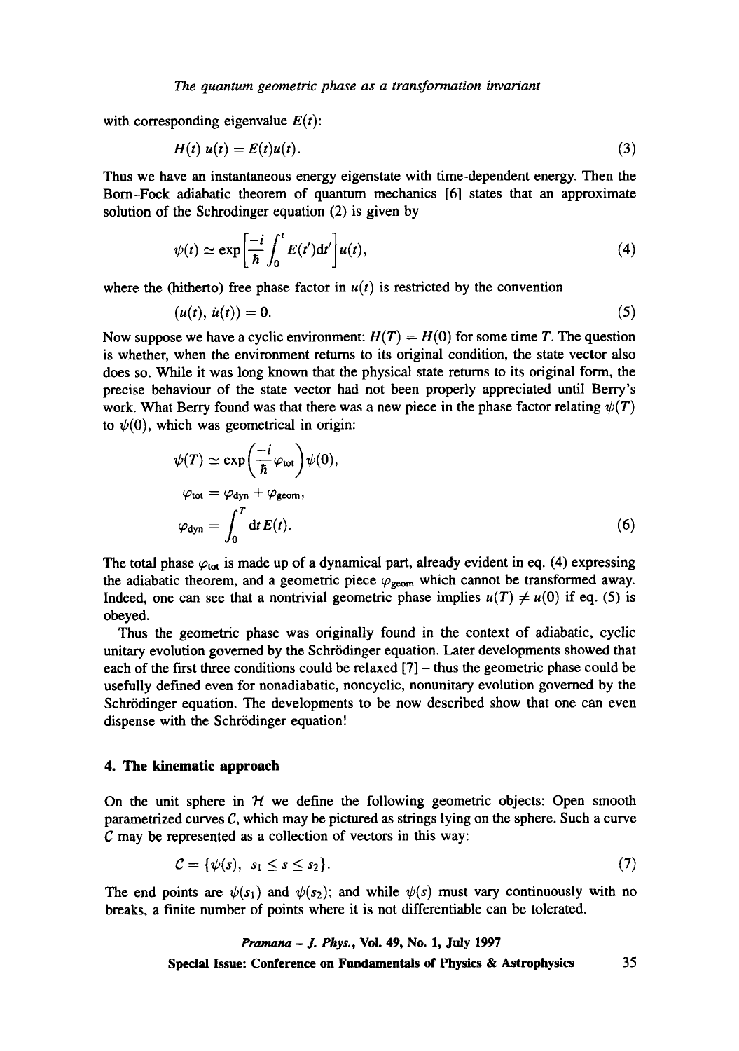with corresponding eigenvalue $E(t)$:

$$H(t)\, u(t) = E(t) u(t). \tag{3}$$

Thus we have an instantaneous energy eigenstate with time-dependent energy. Then the Born–Fock adiabatic theorem of quantum mechanics [6] states that an approximate solution of the Schrodinger equation (2) is given by

$$\psi(t) \simeq \exp\left[\frac{-i}{\hbar}\int_0^t E(t')\mathrm{d}t'\right] u(t), \tag{4}$$

where the (hitherto) free phase factor in $u(t)$ is restricted by the convention

$$(u(t), \dot{u}(t)) = 0. \tag{5}$$

Now suppose we have a cyclic environment: $H(T) = H(0)$ for some time $T$. The question is whether, when the environment returns to its original condition, the state vector also does so. While it was long known that the physical state returns to its original form, the precise behaviour of the state vector had not been properly appreciated until Berry's work. What Berry found was that there was a new piece in the phase factor relating $\psi(T)$ to $\psi(0)$, which was geometrical in origin:

$$\begin{aligned}
\psi(T) &\simeq \exp\left(\frac{-i}{\hbar}\varphi_{\text{tot}}\right)\psi(0), \\
\varphi_{\text{tot}} &= \varphi_{\text{dyn}} + \varphi_{\text{geom}}, \\
\varphi_{\text{dyn}} &= \int_0^T \mathrm{d}t\, E(t).
\end{aligned} \tag{6}$$

The total phase $\varphi_{\text{tot}}$ is made up of a dynamical part, already evident in eq. (4) expressing the adiabatic theorem, and a geometric piece $\varphi_{\text{geom}}$ which cannot be transformed away. Indeed, one can see that a nontrivial geometric phase implies $u(T) \neq u(0)$ if eq. (5) is obeyed.

Thus the geometric phase was originally found in the context of adiabatic, cyclic unitary evolution governed by the Schrödinger equation. Later developments showed that each of the first three conditions could be relaxed [7] – thus the geometric phase could be usefully defined even for nonadiabatic, noncyclic, nonunitary evolution governed by the Schrödinger equation. The developments to be now described show that one can even dispense with the Schrödinger equation!

## 4. The kinematic approach

On the unit sphere in $\mathcal{H}$ we define the following geometric objects: Open smooth parametrized curves $\mathcal{C}$, which may be pictured as strings lying on the sphere. Such a curve $\mathcal{C}$ may be represented as a collection of vectors in this way:

$$\mathcal{C} = \{\psi(s),\ s_1 \leq s \leq s_2\}. \tag{7}$$

The end points are $\psi(s_1)$ and $\psi(s_2)$; and while $\psi(s)$ must vary continuously with no breaks, a finite number of points where it is not differentiable can be tolerated.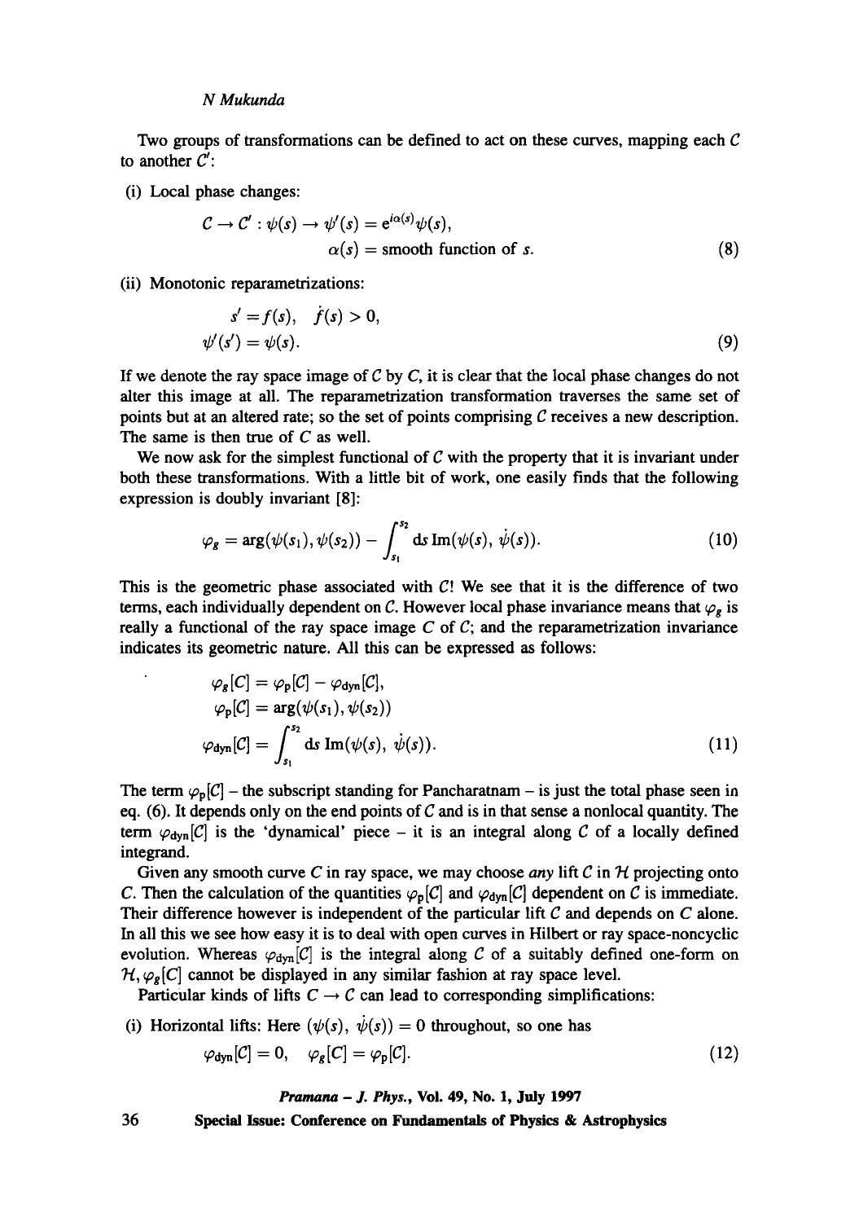Two groups of transformations can be defined to act on these curves, mapping each $\mathcal{C}$ to another $\mathcal{C}'$:

(i) Local phase changes:

$$\mathcal{C} \to \mathcal{C}' : \psi(s) \to \psi'(s) = e^{i\alpha(s)}\psi(s),$$
$$\alpha(s) = \text{smooth function of } s. \tag{8}$$

(ii) Monotonic reparametrizations:

$$s' = f(s), \quad \dot{f}(s) > 0,$$
$$\psi'(s') = \psi(s). \tag{9}$$

If we denote the ray space image of $\mathcal{C}$ by $C$, it is clear that the local phase changes do not alter this image at all. The reparametrization transformation traverses the same set of points but at an altered rate; so the set of points comprising $\mathcal{C}$ receives a new description. The same is then true of $C$ as well.

We now ask for the simplest functional of $\mathcal{C}$ with the property that it is invariant under both these transformations. With a little bit of work, one easily finds that the following expression is doubly invariant [8]:

$$\varphi_g = \arg(\psi(s_1), \psi(s_2)) - \int_{s_1}^{s_2} ds \, \mathrm{Im}(\psi(s), \dot{\psi}(s)). \tag{10}$$

This is the geometric phase associated with $C$! We see that it is the difference of two terms, each individually dependent on $\mathcal{C}$. However local phase invariance means that $\varphi_g$ is really a functional of the ray space image $C$ of $\mathcal{C}$; and the reparametrization invariance indicates its geometric nature. All this can be expressed as follows:

$$\varphi_g[C] = \varphi_{\mathrm{p}}[\mathcal{C}] - \varphi_{\mathrm{dyn}}[\mathcal{C}],$$
$$\varphi_{\mathrm{p}}[\mathcal{C}] = \arg(\psi(s_1), \psi(s_2))$$
$$\varphi_{\mathrm{dyn}}[\mathcal{C}] = \int_{s_1}^{s_2} ds \, \mathrm{Im}(\psi(s), \dot{\psi}(s)). \tag{11}$$

The term $\varphi_{\mathrm{p}}[\mathcal{C}]$ – the subscript standing for Pancharatnam – is just the total phase seen in eq. (6). It depends only on the end points of $\mathcal{C}$ and is in that sense a nonlocal quantity. The term $\varphi_{\mathrm{dyn}}[\mathcal{C}]$ is the 'dynamical' piece – it is an integral along $\mathcal{C}$ of a locally defined integrand.

Given any smooth curve $C$ in ray space, we may choose *any* lift $\mathcal{C}$ in $\mathcal{H}$ projecting onto $C$. Then the calculation of the quantities $\varphi_{\mathrm{p}}[\mathcal{C}]$ and $\varphi_{\mathrm{dyn}}[\mathcal{C}]$ dependent on $\mathcal{C}$ is immediate. Their difference however is independent of the particular lift $\mathcal{C}$ and depends on $C$ alone. In all this we see how easy it is to deal with open curves in Hilbert or ray space-noncyclic evolution. Whereas $\varphi_{\mathrm{dyn}}[\mathcal{C}]$ is the integral along $\mathcal{C}$ of a suitably defined one-form on $\mathcal{H}$, $\varphi_g[C]$ cannot be displayed in any similar fashion at ray space level.

Particular kinds of lifts $C \to \mathcal{C}$ can lead to corresponding simplifications:

(i) Horizontal lifts: Here $(\psi(s), \dot{\psi}(s)) = 0$ throughout, so one has

$$\varphi_{\mathrm{dyn}}[\mathcal{C}] = 0, \quad \varphi_g[C] = \varphi_{\mathrm{p}}[\mathcal{C}]. \tag{12}$$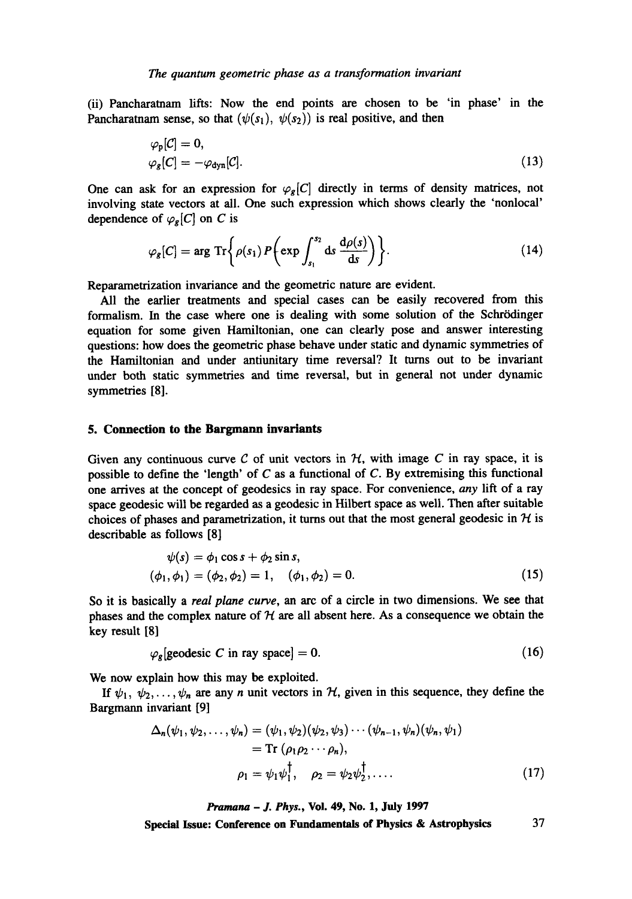(ii) Pancharatnam lifts: Now the end points are chosen to be 'in phase' in the Pancharatnam sense, so that $(\psi(s_1), \psi(s_2))$ is real positive, and then

$$\varphi_{\mathrm{p}}[\mathcal{C}] = 0,$$
$$\varphi_g[C] = -\varphi_{\mathrm{dyn}}[\mathcal{C}]. \tag{13}$$

One can ask for an expression for $\varphi_g[C]$ directly in terms of density matrices, not involving state vectors at all. One such expression which shows clearly the 'nonlocal' dependence of $\varphi_g[C]$ on $C$ is

$$\varphi_g[C] = \arg \mathrm{Tr}\left\{\rho(s_1)\, P\left(\exp \int_{s_1}^{s_2} \mathrm{d}s\, \frac{\mathrm{d}\rho(s)}{\mathrm{d}s}\right)\right\}. \tag{14}$$

Reparametrization invariance and the geometric nature are evident.

All the earlier treatments and special cases can be easily recovered from this formalism. In the case where one is dealing with some solution of the Schrödinger equation for some given Hamiltonian, one can clearly pose and answer interesting questions: how does the geometric phase behave under static and dynamic symmetries of the Hamiltonian and under antiunitary time reversal? It turns out to be invariant under both static symmetries and time reversal, but in general not under dynamic symmetries [8].

## 5. Connection to the Bargmann invariants

Given any continuous curve $\mathcal{C}$ of unit vectors in $\mathcal{H}$, with image $C$ in ray space, it is possible to define the 'length' of $C$ as a functional of $C$. By extremising this functional one arrives at the concept of geodesics in ray space. For convenience, *any* lift of a ray space geodesic will be regarded as a geodesic in Hilbert space as well. Then after suitable choices of phases and parametrization, it turns out that the most general geodesic in $\mathcal{H}$ is describable as follows [8]

$$\psi(s) = \phi_1 \cos s + \phi_2 \sin s,$$
$$(\phi_1, \phi_1) = (\phi_2, \phi_2) = 1, \quad (\phi_1, \phi_2) = 0. \tag{15}$$

So it is basically a *real plane curve*, an arc of a circle in two dimensions. We see that phases and the complex nature of $\mathcal{H}$ are all absent here. As a consequence we obtain the key result [8]

$$\varphi_g[\text{geodesic } C \text{ in ray space}] = 0. \tag{16}$$

We now explain how this may be exploited.

If $\psi_1, \psi_2, \ldots, \psi_n$ are any $n$ unit vectors in $\mathcal{H}$, given in this sequence, they define the Bargmann invariant [9]

$$\Delta_n(\psi_1, \psi_2, \ldots, \psi_n) = (\psi_1, \psi_2)(\psi_2, \psi_3) \cdots (\psi_{n-1}, \psi_n)(\psi_n, \psi_1)$$
$$= \mathrm{Tr}\,(\rho_1 \rho_2 \cdots \rho_n),$$
$$\rho_1 = \psi_1 \psi_1^{\dagger}, \quad \rho_2 = \psi_2 \psi_2^{\dagger}, \ldots. \tag{17}$$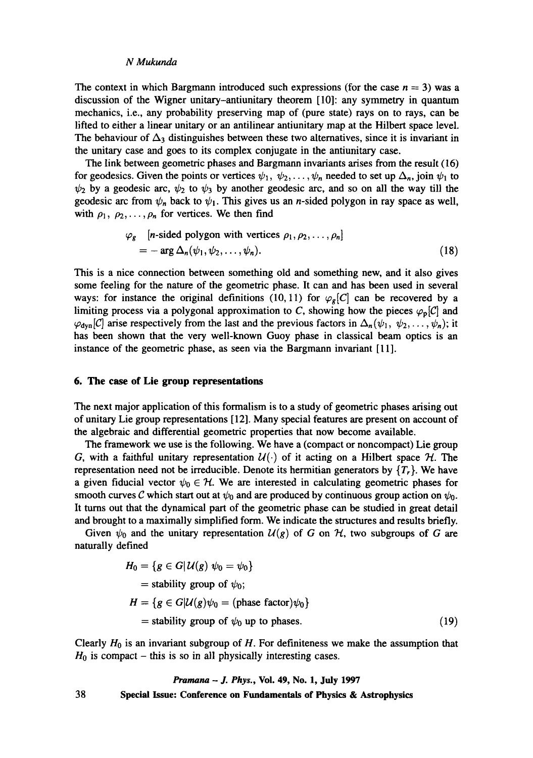The context in which Bargmann introduced such expressions (for the case $n = 3$) was a discussion of the Wigner unitary–antiunitary theorem [10]: any symmetry in quantum mechanics, i.e., any probability preserving map of (pure state) rays on to rays, can be lifted to either a linear unitary or an antilinear antiunitary map at the Hilbert space level. The behaviour of $\Delta_3$ distinguishes between these two alternatives, since it is invariant in the unitary case and goes to its complex conjugate in the antiunitary case.

The link between geometric phases and Bargmann invariants arises from the result (16) for geodesics. Given the points or vertices $\psi_1, \psi_2, \ldots, \psi_n$ needed to set up $\Delta_n$, join $\psi_1$ to $\psi_2$ by a geodesic arc, $\psi_2$ to $\psi_3$ by another geodesic arc, and so on all the way till the geodesic arc from $\psi_n$ back to $\psi_1$. This gives us an $n$-sided polygon in ray space as well, with $\rho_1, \rho_2, \ldots, \rho_n$ for vertices. We then find

$$
\begin{aligned}
&\varphi_g \quad [n\text{-sided polygon with vertices } \rho_1, \rho_2, \ldots, \rho_n] \\
&= -\arg \Delta_n(\psi_1, \psi_2, \ldots, \psi_n).
\end{aligned}
\tag{18}
$$

This is a nice connection between something old and something new, and it also gives some feeling for the nature of the geometric phase. It can and has been used in several ways: for instance the original definitions (10, 11) for $\varphi_g[\mathcal{C}]$ can be recovered by a limiting process via a polygonal approximation to $C$, showing how the pieces $\varphi_p[\mathcal{C}]$ and $\varphi_{\mathrm{dyn}}[\mathcal{C}]$ arise respectively from the last and the previous factors in $\Delta_n(\psi_1, \psi_2, \ldots, \psi_n)$; it has been shown that the very well-known Guoy phase in classical beam optics is an instance of the geometric phase, as seen via the Bargmann invariant [11].

## 6. The case of Lie group representations

The next major application of this formalism is to a study of geometric phases arising out of unitary Lie group representations [12]. Many special features are present on account of the algebraic and differential geometric properties that now become available.

The framework we use is the following. We have a (compact or noncompact) Lie group $G$, with a faithful unitary representation $\mathcal{U}(\cdot)$ of it acting on a Hilbert space $\mathcal{H}$. The representation need not be irreducible. Denote its hermitian generators by $\{T_r\}$. We have a given fiducial vector $\psi_0 \in \mathcal{H}$. We are interested in calculating geometric phases for smooth curves $\mathcal{C}$ which start out at $\psi_0$ and are produced by continuous group action on $\psi_0$. It turns out that the dynamical part of the geometric phase can be studied in great detail and brought to a maximally simplified form. We indicate the structures and results briefly.

Given $\psi_0$ and the unitary representation $\mathcal{U}(g)$ of $G$ on $\mathcal{H}$, two subgroups of $G$ are naturally defined

$$
\begin{aligned}
H_0 &= \{g \in G \mid \mathcal{U}(g)\, \psi_0 = \psi_0\} \\
&= \text{stability group of } \psi_0; \\
H &= \{g \in G \mid \mathcal{U}(g)\psi_0 = (\text{phase factor})\psi_0\} \\
&= \text{stability group of } \psi_0 \text{ up to phases.}
\end{aligned}
\tag{19}
$$

Clearly $H_0$ is an invariant subgroup of $H$. For definiteness we make the assumption that $H_0$ is compact – this is so in all physically interesting cases.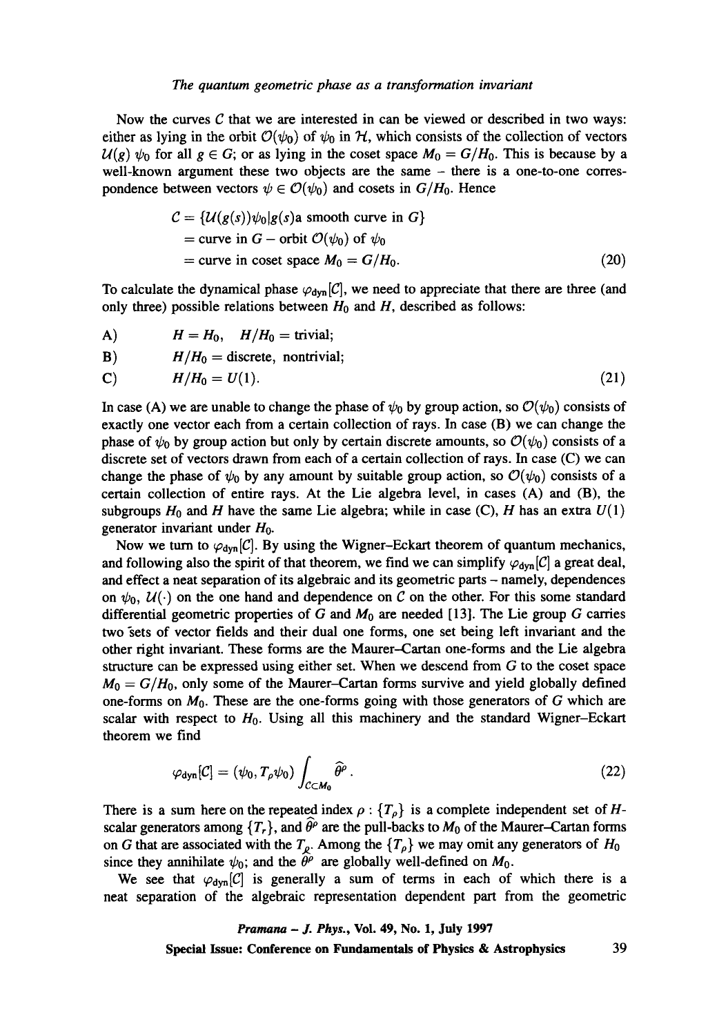Now the curves $\mathcal{C}$ that we are interested in can be viewed or described in two ways: either as lying in the orbit $\mathcal{O}(\psi_0)$ of $\psi_0$ in $\mathcal{H}$, which consists of the collection of vectors $\mathcal{U}(g)\,\psi_0$ for all $g \in G$; or as lying in the coset space $M_0 = G/H_0$. This is because by a well-known argument these two objects are the same – there is a one-to-one correspondence between vectors $\psi \in \mathcal{O}(\psi_0)$ and cosets in $G/H_0$. Hence

$$
\begin{aligned}
\mathcal{C} &= \{\mathcal{U}(g(s))\psi_0 | g(s) \text{a smooth curve in } G\} \\
&= \text{curve in } G - \text{orbit } \mathcal{O}(\psi_0) \text{ of } \psi_0 \\
&= \text{curve in coset space } M_0 = G/H_0.
\end{aligned}
\tag{20}
$$

To calculate the dynamical phase $\varphi_{\text{dyn}}[\mathcal{C}]$, we need to appreciate that there are three (and only three) possible relations between $H_0$ and $H$, described as follows:

$$
\begin{aligned}
&\text{A)} \qquad H = H_0, \quad H/H_0 = \text{trivial}; \\
&\text{B)} \qquad H/H_0 = \text{discrete, nontrivial}; \\
&\text{C)} \qquad H/H_0 = U(1).
\end{aligned}
\tag{21}
$$

In case (A) we are unable to change the phase of $\psi_0$ by group action, so $\mathcal{O}(\psi_0)$ consists of exactly one vector each from a certain collection of rays. In case (B) we can change the phase of $\psi_0$ by group action but only by certain discrete amounts, so $\mathcal{O}(\psi_0)$ consists of a discrete set of vectors drawn from each of a certain collection of rays. In case (C) we can change the phase of $\psi_0$ by any amount by suitable group action, so $\mathcal{O}(\psi_0)$ consists of a certain collection of entire rays. At the Lie algebra level, in cases (A) and (B), the subgroups $H_0$ and $H$ have the same Lie algebra; while in case (C), $H$ has an extra $U(1)$ generator invariant under $H_0$.

Now we turn to $\varphi_{\text{dyn}}[\mathcal{C}]$. By using the Wigner–Eckart theorem of quantum mechanics, and following also the spirit of that theorem, we find we can simplify $\varphi_{\text{dyn}}[\mathcal{C}]$ a great deal, and effect a neat separation of its algebraic and its geometric parts – namely, dependences on $\psi_0$, $\mathcal{U}(\cdot)$ on the one hand and dependence on $\mathcal{C}$ on the other. For this some standard differential geometric properties of $G$ and $M_0$ are needed [13]. The Lie group $G$ carries two sets of vector fields and their dual one forms, one set being left invariant and the other right invariant. These forms are the Maurer–Cartan one-forms and the Lie algebra structure can be expressed using either set. When we descend from $G$ to the coset space $M_0 = G/H_0$, only some of the Maurer–Cartan forms survive and yield globally defined one-forms on $M_0$. These are the one-forms going with those generators of $G$ which are scalar with respect to $H_0$. Using all this machinery and the standard Wigner–Eckart theorem we find

$$
\varphi_{\text{dyn}}[\mathcal{C}] = (\psi_0, T_\rho \psi_0) \int_{\mathcal{C}\subset M_0} \widehat{\theta}^\rho .
\tag{22}
$$

There is a sum here on the repeated index $\rho$ : $\{T_\rho\}$ is a complete independent set of $H$-scalar generators among $\{T_r\}$, and $\widehat{\theta}^\rho$ are the pull-backs to $M_0$ of the Maurer–Cartan forms on $G$ that are associated with the $T_\rho$. Among the $\{T_\rho\}$ we may omit any generators of $H_0$ since they annihilate $\psi_0$; and the $\widehat{\theta}^\rho$ are globally well-defined on $M_0$.

We see that $\varphi_{\text{dyn}}[\mathcal{C}]$ is generally a sum of terms in each of which there is a neat separation of the algebraic representation dependent part from the geometric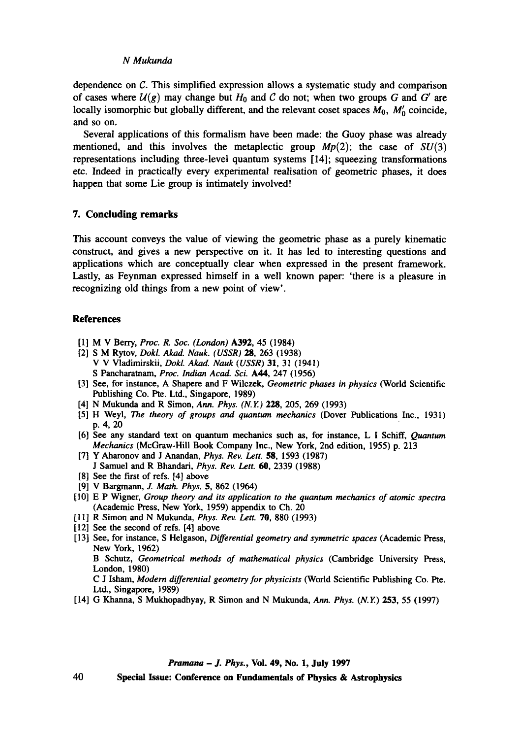dependence on $\mathcal{C}$. This simplified expression allows a systematic study and comparison of cases where $\mathcal{U}(g)$ may change but $H_0$ and $\mathcal{C}$ do not; when two groups $G$ and $G'$ are locally isomorphic but globally different, and the relevant coset spaces $M_0$, $M_0'$ coincide, and so on.

Several applications of this formalism have been made: the Guoy phase was already mentioned, and this involves the metaplectic group $Mp(2)$; the case of $SU(3)$ representations including three-level quantum systems [14]; squeezing transformations etc. Indeed in practically every experimental realisation of geometric phases, it does happen that some Lie group is intimately involved!

## 7. Concluding remarks

This account conveys the value of viewing the geometric phase as a purely kinematic construct, and gives a new perspective on it. It has led to interesting questions and applications which are conceptually clear when expressed in the present framework. Lastly, as Feynman expressed himself in a well known paper: 'there is a pleasure in recognizing old things from a new point of view'.

## References

[1] M V Berry, *Proc. R. Soc. (London)* **A392**, 45 (1984)

[2] S M Rytov, *Dokl. Akad. Nauk. (USSR)* **28**, 263 (1938)
V V Vladimirskii, *Dokl. Akad. Nauk (USSR)* **31**, 31 (1941)
S Pancharatnam, *Proc. Indian Acad. Sci.* **A44**, 247 (1956)

[3] See, for instance, A Shapere and F Wilczek, *Geometric phases in physics* (World Scientific Publishing Co. Pte. Ltd., Singapore, 1989)

[4] N Mukunda and R Simon, *Ann. Phys. (N.Y.)* **228**, 205, 269 (1993)

[5] H Weyl, *The theory of groups and quantum mechanics* (Dover Publications Inc., 1931) p. 4, 20

[6] See any standard text on quantum mechanics such as, for instance, L I Schiff, *Quantum Mechanics* (McGraw-Hill Book Company Inc., New York, 2nd edition, 1955) p. 213

[7] Y Aharonov and J Anandan, *Phys. Rev. Lett.* **58**, 1593 (1987)
J Samuel and R Bhandari, *Phys. Rev. Lett.* **60**, 2339 (1988)

[8] See the first of refs. [4] above

[9] V Bargmann, *J. Math. Phys.* **5**, 862 (1964)

[10] E P Wigner, *Group theory and its application to the quantum mechanics of atomic spectra* (Academic Press, New York, 1959) appendix to Ch. 20

[11] R Simon and N Mukunda, *Phys. Rev. Lett.* **70**, 880 (1993)

[12] See the second of refs. [4] above

[13] See, for instance, S Helgason, *Differential geometry and symmetric spaces* (Academic Press, New York, 1962)
B Schutz, *Geometrical methods of mathematical physics* (Cambridge University Press, London, 1980)
C J Isham, *Modern differential geometry for physicists* (World Scientific Publishing Co. Pte. Ltd., Singapore, 1989)

[14] G Khanna, S Mukhopadhyay, R Simon and N Mukunda, *Ann. Phys. (N.Y.)* **253**, 55 (1997)